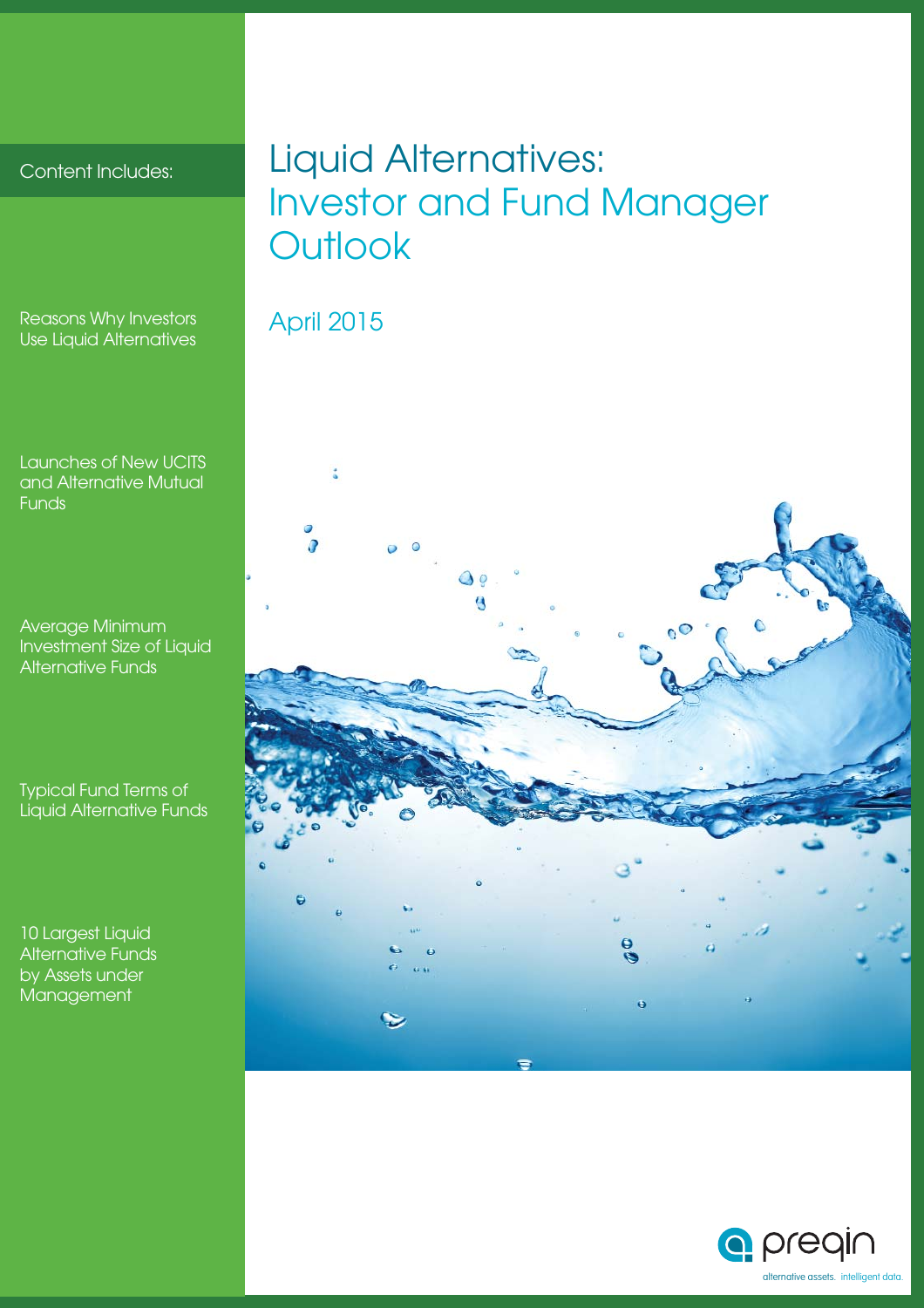# Liquid Alternatives: Investor and Fund Manager Outlook

April 2015

Content Includes:

Reasons Why Investors Use Liquid Alternatives

Launches of New UCITS and Alternative Mutual Funds

Average Minimum Investment Size of Liquid Alternative Funds

Typical Fund Terms of Liquid Alternative Funds

10 Largest Liquid Alternative Funds by Assets under Management

preqin

alternative assets. intelligent data.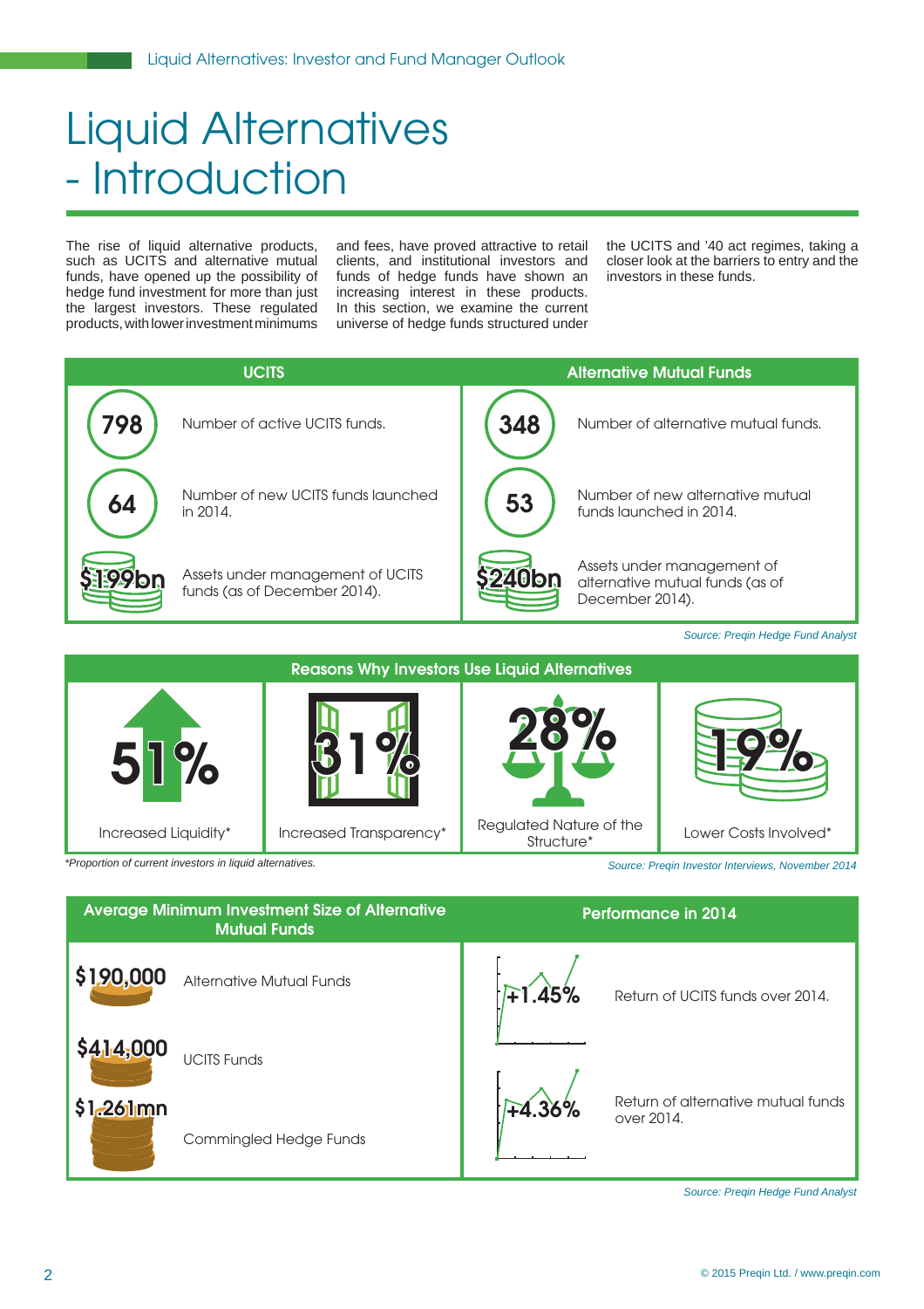# Liquid Alternatives - Introduction

The rise of liquid alternative products, such as UCITS and alternative mutual funds, have opened up the possibility of hedge fund investment for more than just the largest investors. These regulated products, with lower investment minimums and fees, have proved attractive to retail clients, and institutional investors and funds of hedge funds have shown an increasing interest in these products. In this section, we examine the current universe of hedge funds structured under the UCITS and '40 act regimes, taking a closer look at the barriers to entry and the investors in these funds.

## UCITS

| | |
|---|---|
| 798 | Number of active UCITS funds. |
| 64 | Number of new UCITS funds launched in 2014. |
| $199bn | Assets under management of UCITS funds (as of December 2014). |

## Alternative Mutual Funds

| | |
|---|---|
| 348 | Number of alternative mutual funds. |
| 53 | Number of new alternative mutual funds launched in 2014. |
| $240bn | Assets under management of alternative mutual funds (as of December 2014). |

*Source: Preqin Hedge Fund Analyst*

## Reasons Why Investors Use Liquid Alternatives

| 51% | 31% | 28% | 19% |
|---|---|---|---|
| Increased Liquidity* | Increased Transparency* | Regulated Nature of the Structure* | Lower Costs Involved* |

*Proportion of current investors in liquid alternatives.

*Source: Preqin Investor Interviews, November 2014*

## Average Minimum Investment Size of Alternative Mutual Funds

| | |
|---|---|
| $190,000 | Alternative Mutual Funds |
| $414,000 | UCITS Funds |
| $1.261mn | Commingled Hedge Funds |

## Performance in 2014

| | |
|---|---|
| +1.45% | Return of UCITS funds over 2014. |
| +4.36% | Return of alternative mutual funds over 2014. |

*Source: Preqin Hedge Fund Analyst*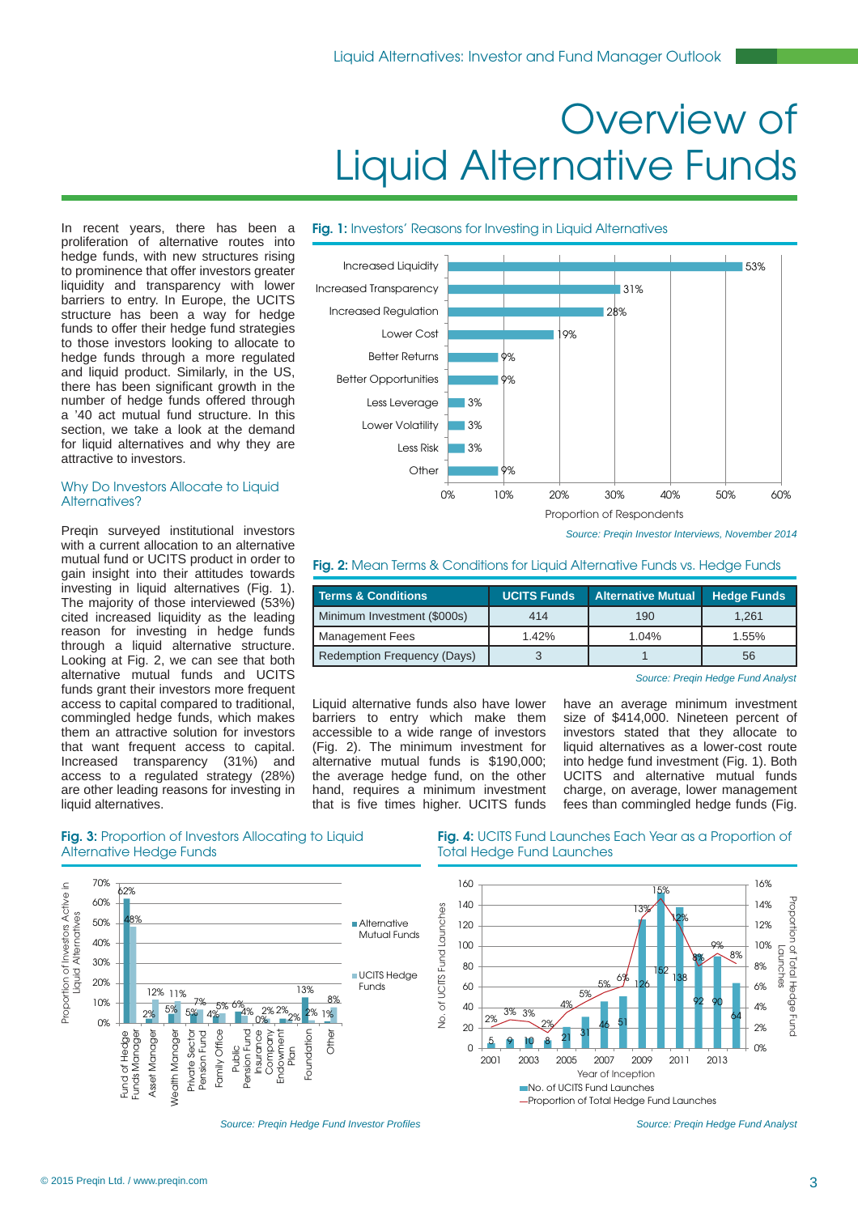# Overview of Liquid Alternative Funds

In recent years, there has been a proliferation of alternative routes into hedge funds, with new structures rising to prominence that offer investors greater liquidity and transparency with lower barriers to entry. In Europe, the UCITS structure has been a way for hedge funds to offer their hedge fund strategies to those investors looking to allocate to hedge funds through a more regulated and liquid product. Similarly, in the US, there has been significant growth in the number of hedge funds offered through a '40 act mutual fund structure. In this section, we take a look at the demand for liquid alternatives and why they are attractive to investors.

## Why Do Investors Allocate to Liquid Alternatives?

Preqin surveyed institutional investors with a current allocation to an alternative mutual fund or UCITS product in order to gain insight into their attitudes towards investing in liquid alternatives (Fig. 1). The majority of those interviewed (53%) cited increased liquidity as the leading reason for investing in hedge funds through a liquid alternative structure. Looking at Fig. 2, we can see that both alternative mutual funds and UCITS funds grant their investors more frequent access to capital compared to traditional, commingled hedge funds, which makes them an attractive solution for investors that want frequent access to capital. Increased transparency (31%) and access to a regulated strategy (28%) are other leading reasons for investing in liquid alternatives.

**Fig. 1:** Investors' Reasons for Investing in Liquid Alternatives

| Reason | Proportion of Respondents |
|---|---|
| Increased Liquidity | 53% |
| Increased Transparency | 31% |
| Increased Regulation | 28% |
| Lower Cost | 19% |
| Better Returns | 9% |
| Better Opportunities | 9% |
| Less Leverage | 3% |
| Lower Volatility | 3% |
| Less Risk | 3% |
| Other | 9% |

*Source: Preqin Investor Interviews, November 2014*

**Fig. 2:** Mean Terms & Conditions for Liquid Alternative Funds vs. Hedge Funds

| Terms & Conditions | UCITS Funds | Alternative Mutual | Hedge Funds |
|---|---|---|---|
| Minimum Investment ($000s) | 414 | 190 | 1,261 |
| Management Fees | 1.42% | 1.04% | 1.55% |
| Redemption Frequency (Days) | 3 | 1 | 56 |

*Source: Preqin Hedge Fund Analyst*

Liquid alternative funds also have lower barriers to entry which make them accessible to a wide range of investors (Fig. 2). The minimum investment for alternative mutual funds is $190,000; the average hedge fund, on the other hand, requires a minimum investment that is five times higher. UCITS funds have an average minimum investment size of $414,000. Nineteen percent of investors stated that they allocate to liquid alternatives as a lower-cost route into hedge fund investment (Fig. 1). Both UCITS and alternative mutual funds charge, on average, lower management fees than commingled hedge funds (Fig.

**Fig. 3:** Proportion of Investors Allocating to Liquid Alternative Hedge Funds

| Investor Type | Alternative Mutual Funds | UCITS Hedge Funds |
|---|---|---|
| Fund of Hedge Funds Manager | 62% | 48% |
| Asset Manager | 2% | 12% |
| Wealth Manager | 5% | 11% |
| Private Sector Pension Fund | 5% | 7% |
| Family Office | 4% | 5% |
| Public Pension Fund | 6% | 4% |
| Insurance Company | 0% | 2% |
| Endowment Plan | 2% | 2% |
| Foundation | 13% | 2% |
| Other | 1% | 8% |

*Source: Preqin Hedge Fund Investor Profiles*

**Fig. 4:** UCITS Fund Launches Each Year as a Proportion of Total Hedge Fund Launches

| Year of Inception | No. of UCITS Fund Launches | Proportion of Total Hedge Fund Launches |
|---|---|---|
| 2001 | 5 | 2% |
| 2002 | 9 | 3% |
| 2003 | 10 | 3% |
| 2004 | 8 | 2% |
| 2005 | 21 | 4% |
| 2006 | 31 | 5% |
| 2007 | 46 | 5% |
| 2008 | 51 | 6% |
| 2009 | 126 | 13% |
| 2010 | 152 | 15% |
| 2011 | 138 | 12% |
| 2012 | 92 | 8% |
| 2013 | 90 | 9% |
| 2014 | 64 | 8% |

*Source: Preqin Hedge Fund Analyst*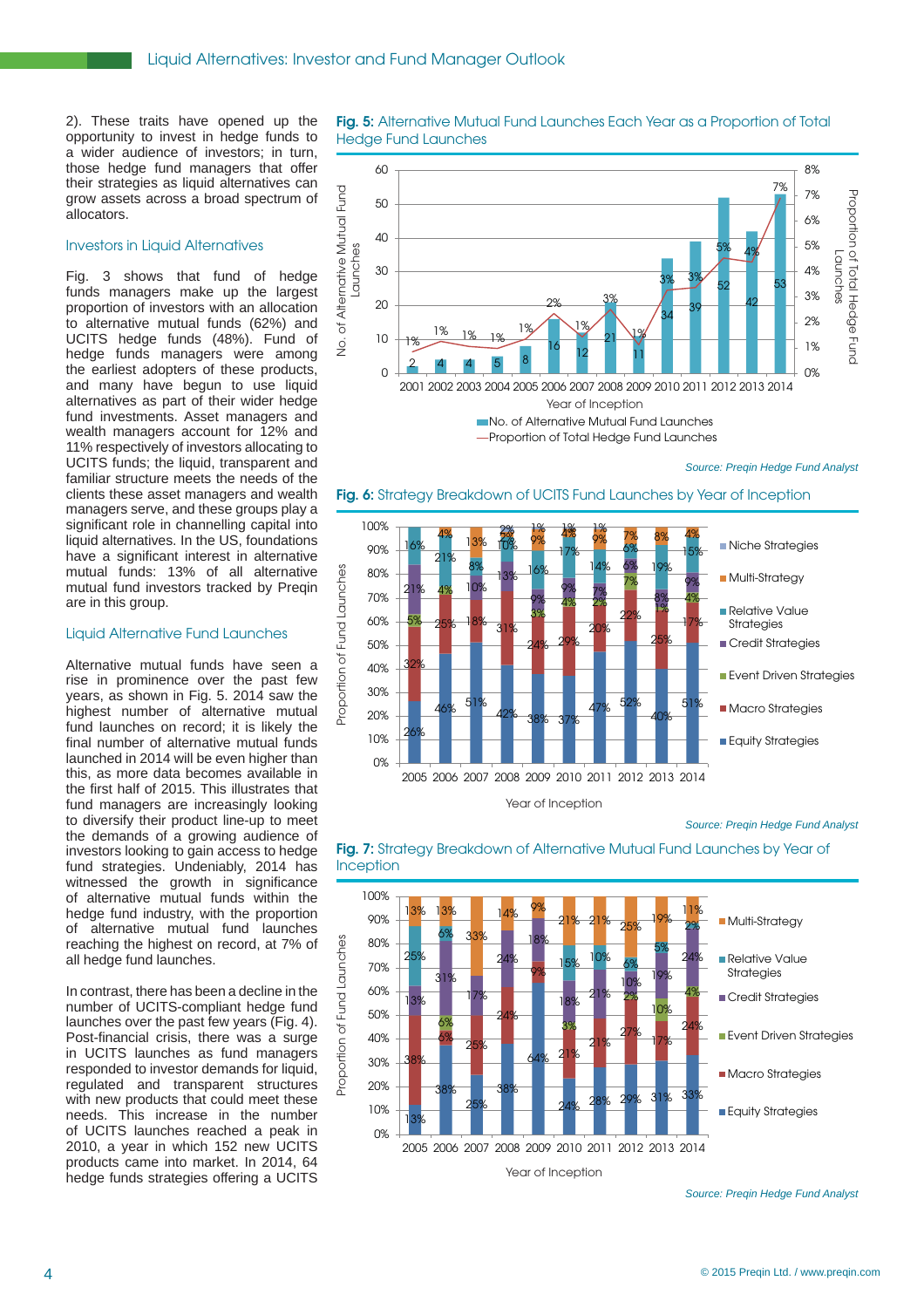2). These traits have opened up the opportunity to invest in hedge funds to a wider audience of investors; in turn, those hedge fund managers that offer their strategies as liquid alternatives can grow assets across a broad spectrum of allocators.

## Investors in Liquid Alternatives

Fig. 3 shows that fund of hedge funds managers make up the largest proportion of investors with an allocation to alternative mutual funds (62%) and UCITS hedge funds (48%). Fund of hedge funds managers were among the earliest adopters of these products, and many have begun to use liquid alternatives as part of their wider hedge fund investments. Asset managers and wealth managers account for 12% and 11% respectively of investors allocating to UCITS funds; the liquid, transparent and familiar structure meets the needs of the clients these asset managers and wealth managers serve, and these groups play a significant role in channelling capital into liquid alternatives. In the US, foundations have a significant interest in alternative mutual funds: 13% of all alternative mutual fund investors tracked by Preqin are in this group.

## Liquid Alternative Fund Launches

Alternative mutual funds have seen a rise in prominence over the past few years, as shown in Fig. 5. 2014 saw the highest number of alternative mutual fund launches on record; it is likely the final number of alternative mutual funds launched in 2014 will be even higher than this, as more data becomes available in the first half of 2015. This illustrates that fund managers are increasingly looking to diversify their product line-up to meet the demands of a growing audience of investors looking to gain access to hedge fund strategies. Undeniably, 2014 has witnessed the growth in significance of alternative mutual funds within the hedge fund industry, with the proportion of alternative mutual fund launches reaching the highest on record, at 7% of all hedge fund launches.

In contrast, there has been a decline in the number of UCITS-compliant hedge fund launches over the past few years (Fig. 4). Post-financial crisis, there was a surge in UCITS launches as fund managers responded to investor demands for liquid, regulated and transparent structures with new products that could meet these needs. This increase in the number of UCITS launches reached a peak in 2010, a year in which 152 new UCITS products came into market. In 2014, 64 hedge funds strategies offering a UCITS

**Fig. 5:** Alternative Mutual Fund Launches Each Year as a Proportion of Total Hedge Fund Launches

| Year of Inception | No. of Alternative Mutual Fund Launches | Proportion of Total Hedge Fund Launches |
|---|---|---|
| 2001 | 2 | 1% |
| 2002 | 4 | 1% |
| 2003 | 4 | 1% |
| 2004 | 5 | 1% |
| 2005 | 8 | 1% |
| 2006 | 16 | 2% |
| 2007 | 12 | 1% |
| 2008 | 21 | 3% |
| 2009 | 11 | 1% |
| 2010 | 34 | 3% |
| 2011 | 39 | 3% |
| 2012 | 52 | 5% |
| 2013 | 42 | 4% |
| 2014 | 53 | 7% |

*Source: Preqin Hedge Fund Analyst*

**Fig. 6:** Strategy Breakdown of UCITS Fund Launches by Year of Inception

| Strategy | 2005 | 2006 | 2007 | 2008 | 2009 | 2010 | 2011 | 2012 | 2013 | 2014 |
|---|---|---|---|---|---|---|---|---|---|---|
| Niche Strategies | | | | 2% | 1% | 1% | 1% | | | |
| Multi-Strategy | | 4% | 13% | 2% | 9% | 4% | 9% | 7% | 8% | 4% |
| Relative Value Strategies | 16% | 21% | 8% | 10% | 16% | 17% | 14% | 6% | 19% | 15% |
| Credit Strategies | 21% | | 10% | 13% | 9% | 9% | 7% | 6% | 8% | 9% |
| Event Driven Strategies | 5% | 4% | | | 3% | 4% | 2% | 7% | 1% | 4% |
| Macro Strategies | 32% | 25% | 18% | 31% | 24% | 29% | 20% | 22% | 25% | 17% |
| Equity Strategies | 26% | 46% | 51% | 42% | 38% | 37% | 47% | 52% | 40% | 51% |

*Source: Preqin Hedge Fund Analyst*

**Fig. 7:** Strategy Breakdown of Alternative Mutual Fund Launches by Year of Inception

| Strategy | 2005 | 2006 | 2007 | 2008 | 2009 | 2010 | 2011 | 2012 | 2013 | 2014 |
|---|---|---|---|---|---|---|---|---|---|---|
| Multi-Strategy | 13% | 13% | 33% | 14% | 9% | 21% | 21% | 25% | 19% | 11% |
| Relative Value Strategies | 25% | 6% | | | | 15% | 10% | 6% | 5% | 2% |
| Credit Strategies | 13% | 31% | 17% | 24% | 18% | 18% | 21% | 10% | 19% | 24% |
| Event Driven Strategies | | 6% | | | | 3% | | 2% | 10% | 4% |
| Macro Strategies | 38% | 6% | 25% | 24% | 9% | 21% | 21% | 27% | 17% | 24% |
| Equity Strategies | 13% | 38% | 25% | 38% | 64% | 24% | 28% | 29% | 31% | 33% |

*Source: Preqin Hedge Fund Analyst*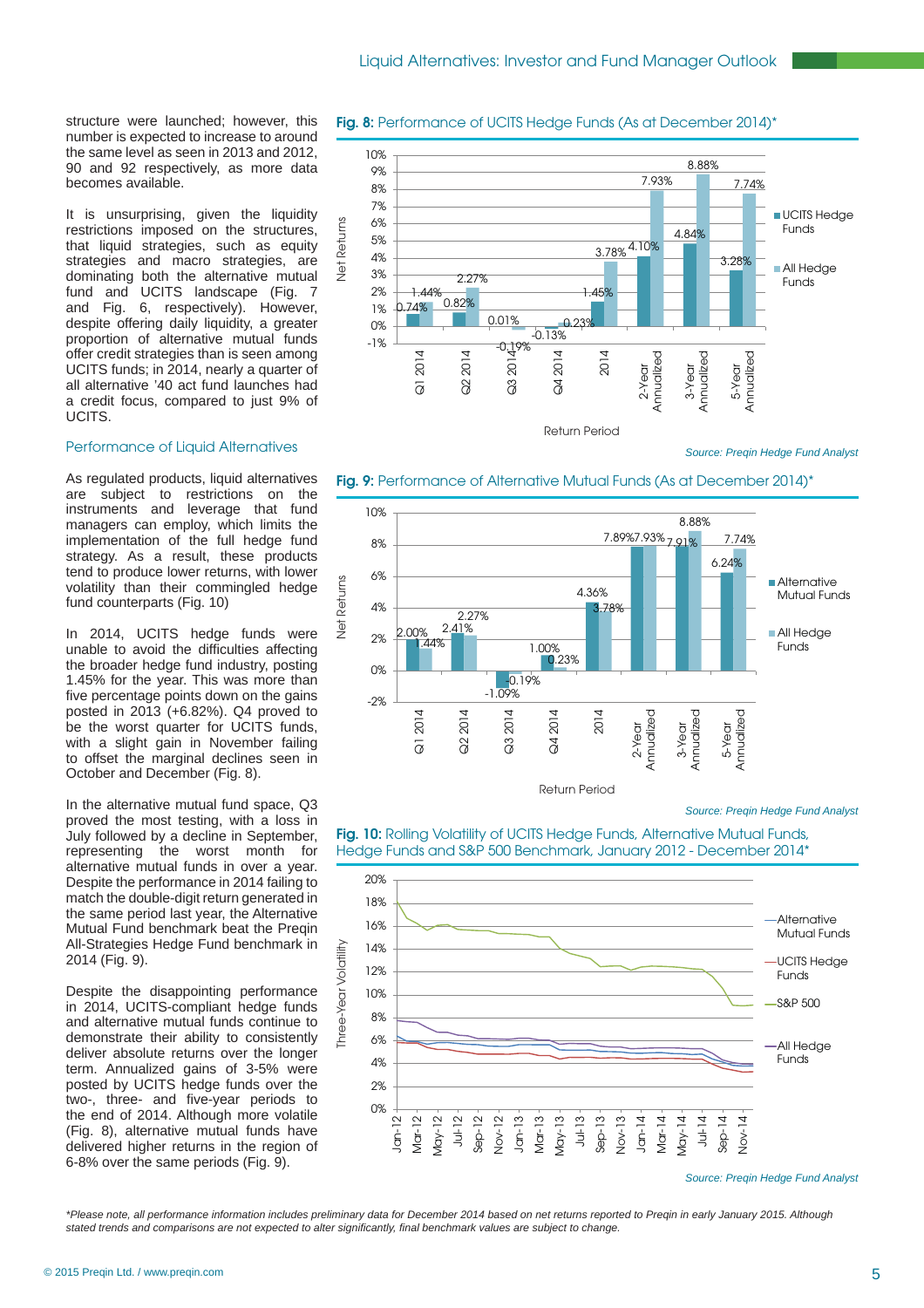structure were launched; however, this number is expected to increase to around the same level as seen in 2013 and 2012, 90 and 92 respectively, as more data becomes available.

It is unsurprising, given the liquidity restrictions imposed on the structures, that liquid strategies, such as equity strategies and macro strategies, are dominating both the alternative mutual fund and UCITS landscape (Fig. 7 and Fig. 6, respectively). However, despite offering daily liquidity, a greater proportion of alternative mutual funds offer credit strategies than is seen among UCITS funds; in 2014, nearly a quarter of all alternative '40 act fund launches had a credit focus, compared to just 9% of UCITS.

## Performance of Liquid Alternatives

As regulated products, liquid alternatives are subject to restrictions on the instruments and leverage that fund managers can employ, which limits the implementation of the full hedge fund strategy. As a result, these products tend to produce lower returns, with lower volatility than their commingled hedge fund counterparts (Fig. 10)

In 2014, UCITS hedge funds were unable to avoid the difficulties affecting the broader hedge fund industry, posting 1.45% for the year. This was more than five percentage points down on the gains posted in 2013 (+6.82%). Q4 proved to be the worst quarter for UCITS funds, with a slight gain in November failing to offset the marginal declines seen in October and December (Fig. 8).

In the alternative mutual fund space, Q3 proved the most testing, with a loss in July followed by a decline in September, representing the worst month for alternative mutual funds in over a year. Despite the performance in 2014 failing to match the double-digit return generated in the same period last year, the Alternative Mutual Fund benchmark beat the Preqin All-Strategies Hedge Fund benchmark in 2014 (Fig. 9).

Despite the disappointing performance in 2014, UCITS-compliant hedge funds and alternative mutual funds continue to demonstrate their ability to consistently deliver absolute returns over the longer term. Annualized gains of 3-5% were posted by UCITS hedge funds over the two-, three- and five-year periods to the end of 2014. Although more volatile (Fig. 8), alternative mutual funds have delivered higher returns in the region of 6-8% over the same periods (Fig. 9).

**Fig. 8:** Performance of UCITS Hedge Funds (As at December 2014)*

| Return Period | UCITS Hedge Funds | All Hedge Funds |
|---|---|---|
| Q1 2014 | 0.74% | 1.44% |
| Q2 2014 | 0.82% | 2.27% |
| Q3 2014 | 0.01% | -0.19% |
| Q4 2014 | -0.13% | 0.23% |
| 2014 | 1.45% | 3.78% |
| 2-Year Annualized | 4.10% | 7.93% |
| 3-Year Annualized | 4.84% | 8.88% |
| 5-Year Annualized | 3.28% | 7.74% |

*Source: Preqin Hedge Fund Analyst*

**Fig. 9:** Performance of Alternative Mutual Funds (As at December 2014)*

| Return Period | Alternative Mutual Funds | All Hedge Funds |
|---|---|---|
| Q1 2014 | 2.00% | 1.44% |
| Q2 2014 | 2.41% | 2.27% |
| Q3 2014 | -1.09% | -0.19% |
| Q4 2014 | 1.00% | 0.23% |
| 2014 | 4.36% | 3.78% |
| 2-Year Annualized | 7.89% | 7.93% |
| 3-Year Annualized | 7.91% | 8.88% |
| 5-Year Annualized | 6.24% | 7.74% |

*Source: Preqin Hedge Fund Analyst*

**Fig. 10:** Rolling Volatility of UCITS Hedge Funds, Alternative Mutual Funds, Hedge Funds and S&P 500 Benchmark, January 2012 - December 2014*

*Source: Preqin Hedge Fund Analyst*

*\*Please note, all performance information includes preliminary data for December 2014 based on net returns reported to Preqin in early January 2015. Although stated trends and comparisons are not expected to alter significantly, final benchmark values are subject to change.*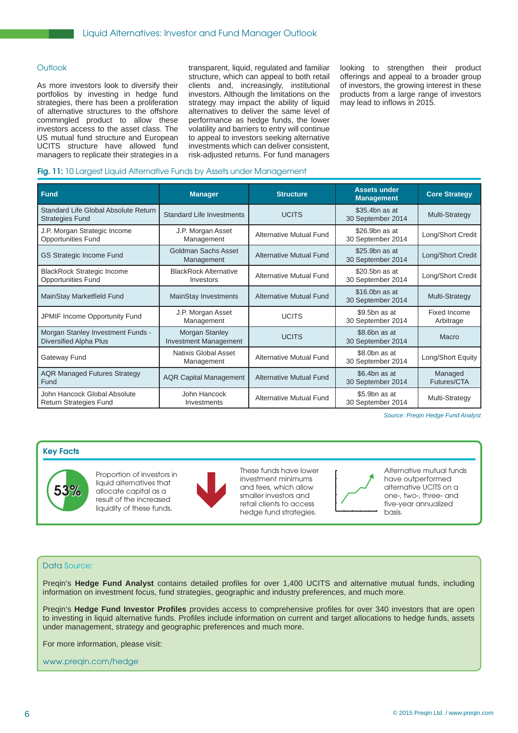## Outlook

As more investors look to diversify their portfolios by investing in hedge fund strategies, there has been a proliferation of alternative structures to the offshore commingled product to allow these investors access to the asset class. The US mutual fund structure and European UCITS structure have allowed fund managers to replicate their strategies in a transparent, liquid, regulated and familiar structure, which can appeal to both retail clients and, increasingly, institutional investors. Although the limitations on the strategy may impact the ability of liquid alternatives to deliver the same level of performance as hedge funds, the lower volatility and barriers to entry will continue to appeal to investors seeking alternative investments which can deliver consistent, risk-adjusted returns. For fund managers looking to strengthen their product offerings and appeal to a broader group of investors, the growing interest in these products from a large range of investors may lead to inflows in 2015.

**Fig. 11:** 10 Largest Liquid Alternative Funds by Assets under Management

| Fund | Manager | Structure | Assets under Management | Core Strategy |
|---|---|---|---|---|
| Standard Life Global Absolute Return Strategies Fund | Standard Life Investments | UCITS | $35.4bn as at 30 September 2014 | Multi-Strategy |
| J.P. Morgan Strategic Income Opportunities Fund | J.P. Morgan Asset Management | Alternative Mutual Fund | $26.9bn as at 30 September 2014 | Long/Short Credit |
| GS Strategic Income Fund | Goldman Sachs Asset Management | Alternative Mutual Fund | $25.9bn as at 30 September 2014 | Long/Short Credit |
| BlackRock Strategic Income Opportunities Fund | BlackRock Alternative Investors | Alternative Mutual Fund | $20.5bn as at 30 September 2014 | Long/Short Credit |
| MainStay Marketfield Fund | MainStay Investments | Alternative Mutual Fund | $16.0bn as at 30 September 2014 | Multi-Strategy |
| JPMIF Income Opportunity Fund | J.P. Morgan Asset Management | UCITS | $9.5bn as at 30 September 2014 | Fixed Income Arbitrage |
| Morgan Stanley Investment Funds - Diversified Alpha Plus | Morgan Stanley Investment Management | UCITS | $8.6bn as at 30 September 2014 | Macro |
| Gateway Fund | Natixis Global Asset Management | Alternative Mutual Fund | $8.0bn as at 30 September 2014 | Long/Short Equity |
| AQR Managed Futures Strategy Fund | AQR Capital Management | Alternative Mutual Fund | $6.4bn as at 30 September 2014 | Managed Futures/CTA |
| John Hancock Global Absolute Return Strategies Fund | John Hancock Investments | Alternative Mutual Fund | $5.9bn as at 30 September 2014 | Multi-Strategy |

*Source: Preqin Hedge Fund Analyst*

### Key Facts

**53%** Proportion of investors in liquid alternatives that allocate capital as a result of the increased liquidity of these funds.

These funds have lower investment minimums and fees, which allow smaller investors and retail clients to access hedge fund strategies.

Alternative mutual funds have outperformed alternative UCITS on a one-, two-, three- and five-year annualized basis.

### Data Source:

Preqin's **Hedge Fund Analyst** contains detailed profiles for over 1,400 UCITS and alternative mutual funds, including information on investment focus, fund strategies, geographic and industry preferences, and much more.

Preqin's **Hedge Fund Investor Profiles** provides access to comprehensive profiles for over 340 investors that are open to investing in liquid alternative funds. Profiles include information on current and target allocations to hedge funds, assets under management, strategy and geographic preferences and much more.

For more information, please visit:

www.preqin.com/hedge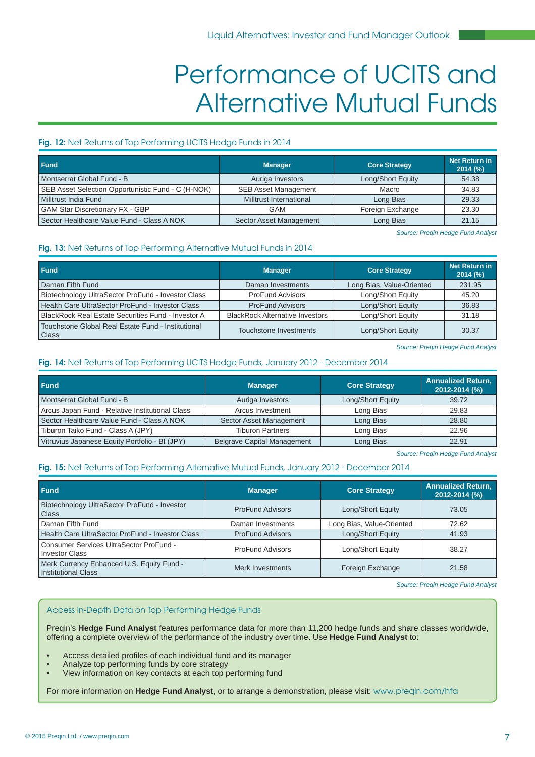# Performance of UCITS and Alternative Mutual Funds

**Fig. 12:** Net Returns of Top Performing UCITS Hedge Funds in 2014

| Fund | Manager | Core Strategy | Net Return in 2014 (%) |
|---|---|---|---|
| Montserrat Global Fund - B | Auriga Investors | Long/Short Equity | 54.38 |
| SEB Asset Selection Opportunistic Fund - C (H-NOK) | SEB Asset Management | Macro | 34.83 |
| Milltrust India Fund | Milltrust International | Long Bias | 29.33 |
| GAM Star Discretionary FX - GBP | GAM | Foreign Exchange | 23.30 |
| Sector Healthcare Value Fund - Class A NOK | Sector Asset Management | Long Bias | 21.15 |

*Source: Preqin Hedge Fund Analyst*

**Fig. 13:** Net Returns of Top Performing Alternative Mutual Funds in 2014

| Fund | Manager | Core Strategy | Net Return in 2014 (%) |
|---|---|---|---|
| Daman Fifth Fund | Daman Investments | Long Bias, Value-Oriented | 231.95 |
| Biotechnology UltraSector ProFund - Investor Class | ProFund Advisors | Long/Short Equity | 45.20 |
| Health Care UltraSector ProFund - Investor Class | ProFund Advisors | Long/Short Equity | 36.83 |
| BlackRock Real Estate Securities Fund - Investor A | BlackRock Alternative Investors | Long/Short Equity | 31.18 |
| Touchstone Global Real Estate Fund - Institutional Class | Touchstone Investments | Long/Short Equity | 30.37 |

*Source: Preqin Hedge Fund Analyst*

**Fig. 14:** Net Returns of Top Performing UCITS Hedge Funds, January 2012 - December 2014

| Fund | Manager | Core Strategy | Annualized Return, 2012-2014 (%) |
|---|---|---|---|
| Montserrat Global Fund - B | Auriga Investors | Long/Short Equity | 39.72 |
| Arcus Japan Fund - Relative Institutional Class | Arcus Investment | Long Bias | 29.83 |
| Sector Healthcare Value Fund - Class A NOK | Sector Asset Management | Long Bias | 28.80 |
| Tiburon Taiko Fund - Class A (JPY) | Tiburon Partners | Long Bias | 22.96 |
| Vitruvius Japanese Equity Portfolio - BI (JPY) | Belgrave Capital Management | Long Bias | 22.91 |

*Source: Preqin Hedge Fund Analyst*

**Fig. 15:** Net Returns of Top Performing Alternative Mutual Funds, January 2012 - December 2014

| Fund | Manager | Core Strategy | Annualized Return, 2012-2014 (%) |
|---|---|---|---|
| Biotechnology UltraSector ProFund - Investor Class | ProFund Advisors | Long/Short Equity | 73.05 |
| Daman Fifth Fund | Daman Investments | Long Bias, Value-Oriented | 72.62 |
| Health Care UltraSector ProFund - Investor Class | ProFund Advisors | Long/Short Equity | 41.93 |
| Consumer Services UltraSector ProFund - Investor Class | ProFund Advisors | Long/Short Equity | 38.27 |
| Merk Currency Enhanced U.S. Equity Fund - Institutional Class | Merk Investments | Foreign Exchange | 21.58 |

*Source: Preqin Hedge Fund Analyst*

## Access In-Depth Data on Top Performing Hedge Funds

Preqin's **Hedge Fund Analyst** features performance data for more than 11,200 hedge funds and share classes worldwide, offering a complete overview of the performance of the industry over time. Use **Hedge Fund Analyst** to:

- Access detailed profiles of each individual fund and its manager
- Analyze top performing funds by core strategy
- View information on key contacts at each top performing fund

For more information on **Hedge Fund Analyst**, or to arrange a demonstration, please visit: www.preqin.com/hfa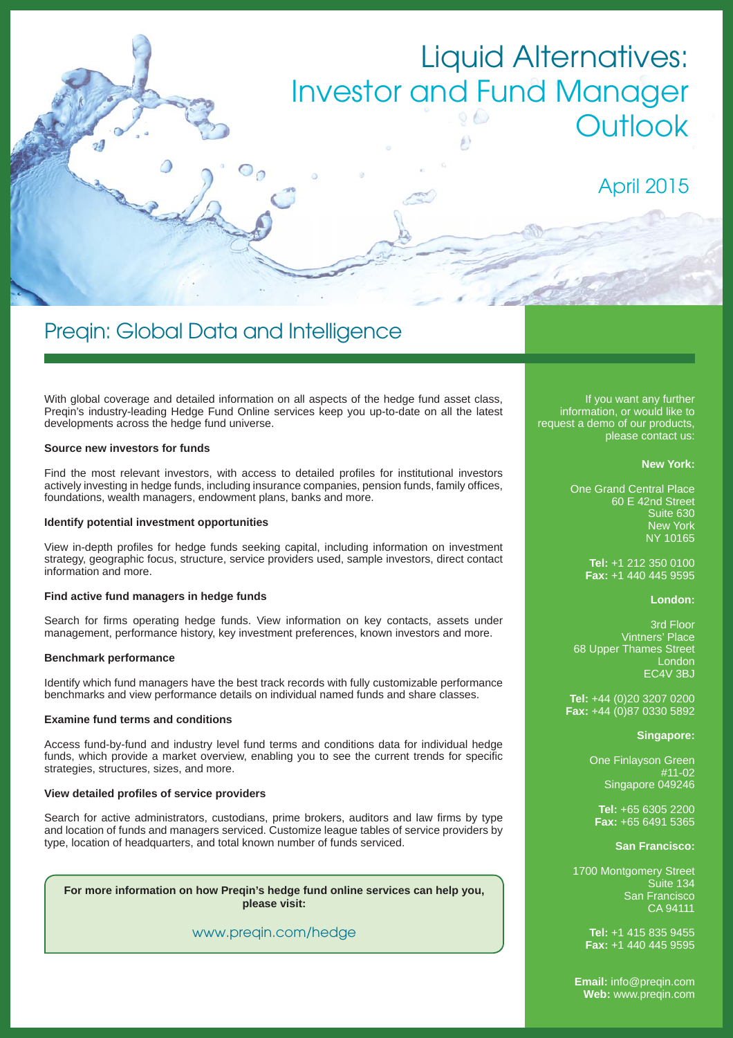# Liquid Alternatives: Investor and Fund Manager Outlook

April 2015

## Preqin: Global Data and Intelligence

With global coverage and detailed information on all aspects of the hedge fund asset class, Preqin's industry-leading Hedge Fund Online services keep you up-to-date on all the latest developments across the hedge fund universe.

**Source new investors for funds**

Find the most relevant investors, with access to detailed profiles for institutional investors actively investing in hedge funds, including insurance companies, pension funds, family offices, foundations, wealth managers, endowment plans, banks and more.

**Identify potential investment opportunities**

View in-depth profiles for hedge funds seeking capital, including information on investment strategy, geographic focus, structure, service providers used, sample investors, direct contact information and more.

**Find active fund managers in hedge funds**

Search for firms operating hedge funds. View information on key contacts, assets under management, performance history, key investment preferences, known investors and more.

**Benchmark performance**

Identify which fund managers have the best track records with fully customizable performance benchmarks and view performance details on individual named funds and share classes.

**Examine fund terms and conditions**

Access fund-by-fund and industry level fund terms and conditions data for individual hedge funds, which provide a market overview, enabling you to see the current trends for specific strategies, structures, sizes, and more.

**View detailed profiles of service providers**

Search for active administrators, custodians, prime brokers, auditors and law firms by type and location of funds and managers serviced. Customize league tables of service providers by type, location of headquarters, and total known number of funds serviced.

**For more information on how Preqin's hedge fund online services can help you, please visit:**

www.preqin.com/hedge

If you want any further information, or would like to request a demo of our products, please contact us:

**New York:**

One Grand Central Place
60 E 42nd Street
Suite 630
New York
NY 10165

**Tel:** +1 212 350 0100
**Fax:** +1 440 445 9595

**London:**

3rd Floor
Vintners' Place
68 Upper Thames Street
London
EC4V 3BJ

**Tel:** +44 (0)20 3207 0200
**Fax:** +44 (0)87 0330 5892

**Singapore:**

One Finlayson Green
#11-02
Singapore 049246

**Tel:** +65 6305 2200
**Fax:** +65 6491 5365

**San Francisco:**

1700 Montgomery Street
Suite 134
San Francisco
CA 94111

**Tel:** +1 415 835 9455
**Fax:** +1 440 445 9595

**Email:** info@preqin.com
**Web:** www.preqin.com